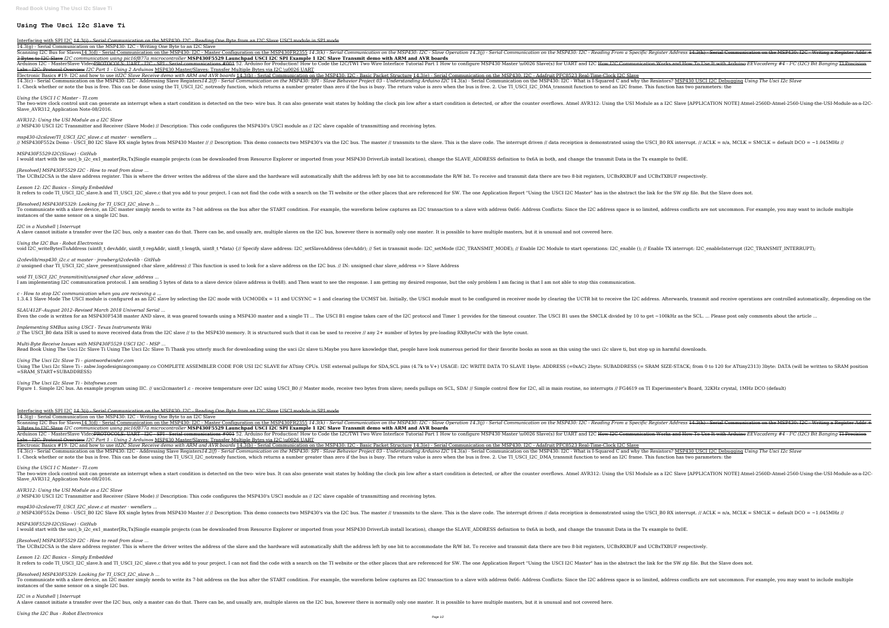# Using The Usci I2c Slave Ti

Interfacing with SPI I2C 14.3(i) - Serial Communication on the MSP430: I2C - Reading One Byte from an I2C Slave USCI module in SPI mode
14.3(g) - Serial Communication on the MSP430: I2C - Writing One Byte to an I2C Slave
Scanning I2C Bus for Slaves14.3(d) - Serial Communication on the MSP430: I2C - Master Configuration on the MSP430FR2355 *14.3(k) - Serial Communication on the MSP430: I2C - Slave Operation 14.3(j) - Serial Communication on the MSP430: I2C - Reading From a Specific Register Address* 14.3(h) - Serial Communication on the MSP430: I2C - Writing a Register Addr + 2 Bytes to I2C Slave *I2C communication using pic16f877a microcontroller* **MSP430F5529 Launchpad USCI I2C SPI Example 1 I2C Slave Transmit demo with ARM and AVR boards**
Arduinos I2C - MasterSlave VideoPROTOCOLS: UART - I2C - SPI - Serial communications #001 52. Arduino for Production! How to Code the I2C/TWI Two Wire Interface Tutorial Part 1 How to configure MSP430 Master \u0026 Slave(s) for UART and I2C How I2C Communication Works and How To Use It with Arduino *EEVacademy #4 - I²C (I2C) Bit Banging* TI Precision Labs - I2C: Protocol Overview *I2C Part 1 - Using 2 Arduinos* MSP430 Master/Slaves: Transfer Multiple Bytes via I2C \u0026 UART
Electronic Basics #19: I2C and how to use it*I2C Slave Receive demo with ARM and AVR boards* 14.3(b) - Serial Communication on the MSP430: I2C - Basic Packet Structure 14.3(e) - Serial Communication on the MSP430: I2C - Adafruit PFC8523 Real-Time-Clock I2C Slave
14.3(c) - Serial Communication on the MSP430: I2C - Addressing Slave Registers*14.2(f) - Serial Communication on the MSP430: SPI - Slave Behavior Project 03 - Understanding Arduino I2C* 14.3(a) - Serial Communication on the MSP430: I2C - What is I-Squared C and why the Resistors? MSP430 USCI I2C Debugging *Using The Usci I2c Slave*
1. Check whether or note the bus is free. This can be done using the TI_USCI_I2C_notready function, which returns a number greater than zero if the bus is busy. The return value is zero when the bus is free. 2. Use TI_USCI_I2C_DMA_transmit function to send an I2C frame. This function has two parameters: the

*Using the USCI I C Master - TI.com*
The two-wire clock control unit can generate an interrupt when a start condition is detected on the two- wire bus. It can also generate wait states by holding the clock pin low after a start condition is detected, or after the counter overflows. Atmel AVR312: Using the USI Module as a I2C Slave [APPLICATION NOTE] Atmel-2560D-Atmel-2560-Using-the-USI-Module-as-a-I2C-Slave_AVR312_Application Note-08/2016.

*AVR312: Using the USI Module as a I2C Slave*
// MSP430 USCI I2C Transmitter and Receiver (Slave Mode) // Description: This code configures the MSP430's USCI module as // I2C slave capable of transmitting and receiving bytes.

*msp430-i2cslave/TI_USCI_I2C_slave.c at master · wendlers ...*
// MSP430F552x Demo - USCI_B0 I2C Slave RX single bytes from MSP430 Master // // Description: This demo connects two MSP430's via the I2C bus. The master // transmits to the slave. This is the slave code. The interrupt driven // data receiption is demonstrated using the USCI_B0 RX interrupt. // ACLK = n/a, MCLK = SMCLK = default DCO = ~1.045MHz //

*MSP430F5529-I2C(Slave) · GitHub*
I would start with the usci_b_i2c_ex1_master[Rx,Tx]Single example projects (can be downloaded from Resource Explorer or imported from your MSP430 DriverLib install location), change the SLAVE_ADDRESS definition to 0x6A in both, and change the transmit Data in the Tx example to 0x0E.

*[Resolved] MSP430F5529 I2C - How to read from slave ...*
The UCBxI2CSA is the slave address register. This is where the driver writes the address of the slave and the hardware will automatically shift the address left by one bit to accommodate the R/W bit. To receive and transmit data there are two 8-bit registers, UCBxRXBUF and UCBxTXBUF respectively.

*Lesson 12: I2C Basics – Simply Embedded*
It refers to code TI_USCI_I2C_slave.h and TI_USCI_I2C_slave.c that you add to your project. I can not find the code with a search on the TI website or the other places that are referenced for SW. The one Application Report "Using the USCI I2C Master" has in the abstract the link for the SW zip file. But the Slave does not.

*[Resolved] MSP430F5329: Looking for TI_USCI_I2C_slave.h ...*
To communicate with a slave device, an I2C master simply needs to write its 7-bit address on the bus after the START condition. For example, the waveform below captures an I2C transaction to a slave with address 0x66: Address Conflicts: Since the I2C address space is so limited, address conflicts are not uncommon. For example, you may want to include multiple instances of the same sensor on a single I2C bus.

*I2C in a Nutshell | Interrupt*
A slave cannot initiate a transfer over the I2C bus, only a master can do that. There can be, and usually are, multiple slaves on the I2C bus, however there is normally only one master. It is possible to have multiple masters, but it is unusual and not covered here.

*Using the I2C Bus - Robot Electronics*
void I2C_writeBytesToAddress (uint8_t devAddr, uint8_t regAddr, uint8_t length, uint8_t *data) {// Specify slave address: I2C_setSlaveAddress (devAddr); // Set in transmit mode: I2C_setMode (I2C_TRANSMIT_MODE); // Enable I2C Module to start operations: I2C_enable (); // Enable TX interrupt: I2C_enableInterrupt (I2C_TRANSMIT_INTERRUPT);

*i2cdevlib/msp430_i2c.c at master · jrowberg/i2cdevlib · GitHub*
// unsigned char TI_USCI_I2C_slave_present(unsigned char slave_address) // This function is used to look for a slave address on the I2C bus. // IN: unsigned char slave_address => Slave Address

*void TI_USCI_I2C_transmitinit(unsigned char slave_address ...*
I am implementing I2C communication protocol. I am sending 5 bytes of data to a slave device (slave address is 0x48). and Then want to see the response. I am getting my desired response, but the only problem I am facing is that I am not able to stop this communication.

*c - How to stop I2C communication when you are recieving a ...*
1.3.4.1 Slave Mode The USCI module is configured as an I2C slave by selecting the I2C mode with UCMODEx = 11 and UCSYNC = 1 and clearing the UCMST bit. Initially, the USCI module must to be configured in receiver mode by clearing the UCTR bit to receive the I2C address. Afterwards, transmit and receive operations are controlled automatically, depending on the

*SLAU412F–August 2012–Revised March 2018 Universal Serial ...*
Even the code is written for an MSP430F5438 master AND slave, it was geared towards using a MSP430 master and a single TI ... The USCI B1 engine takes care of the I2C protocol and Timer 1 provides for the timeout counter. The USCI B1 uses the SMCLK divided by 10 to get ~100kHz as the SCL. ... Please post only comments about the article ...

*Implementing SMBus using USCI - Texas Instruments Wiki*
// The USCI_B0 data ISR is used to move received data from the I2C slave // to the MSP430 memory. It is structured such that it can be used to receive // any 2+ number of bytes by pre-loading RXByteCtr with the byte count.

*Multi-Byte Receive Issues with MSP430F5529 USCI I2C - MSP ...*
Read Book Using The Usci I2c Slave Ti Using The Usci I2c Slave Ti Thank you utterly much for downloading using the usci i2c slave ti.Maybe you have knowledge that, people have look numerous period for their favorite books as soon as this using the usci i2c slave ti, but stop up in harmful downloads.

*Using The Usci I2c Slave Ti - giantwordwinder.com*
Using The Usci I2c Slave Ti - zabw.logodesigningcompany.co COMPLETE ASSEMBLER CODE FOR USI I2C SLAVE for ATtiny CPUs. USE external pullups for SDA,SCL pins (4.7k to V+) USAGE: I2C WRITE DATA TO SLAVE 1byte: ADDRESS (=0xAC) 2byte: SUBADDRESS (= SRAM SIZE-STACK; from 0 to 120 for ATtiny2313) 3byte: DATA (will be written to SRAM position =SRAM_START+SUBADDRESS)

*Using The Usci I2c Slave Ti - bitofnews.com*
Figure 1. Simple I2C bus. An example program using IIC. // usci2cmaster1.c - receive temperature over I2C using USCI_B0 // Master mode, receive two bytes from slave; needs pullups on SCL, SDA! // Simple control flow for I2C, all in main routine, no interrupts // FG4619 on TI Experimenter's Board, 32KHz crystal, 1MHz DCO (default)

Interfacing with SPI I2C 14.3(i) - Serial Communication on the MSP430: I2C - Reading One Byte from an I2C Slave USCI module in SPI mode
14.3(g) - Serial Communication on the MSP430: I2C - Writing One Byte to an I2C Slave
Scanning I2C Bus for Slaves14.3(d) - Serial Communication on the MSP430: I2C - Master Configuration on the MSP430FR2355 *14.3(k) - Serial Communication on the MSP430: I2C - Slave Operation 14.3(j) - Serial Communication on the MSP430: I2C - Reading From a Specific Register Address* 14.3(h) - Serial Communication on the MSP430: I2C - Writing a Register Addr + 2 Bytes to I2C Slave *I2C communication using pic16f877a microcontroller* **MSP430F5529 Launchpad USCI I2C SPI Example 1 I2C Slave Transmit demo with ARM and AVR boards**
Arduinos I2C - MasterSlave VideoPROTOCOLS: UART - I2C - SPI - Serial communications #001 52. Arduino for Production! How to Code the I2C/TWI Two Wire Interface Tutorial Part 1 How to configure MSP430 Master \u0026 Slave(s) for UART and I2C How I2C Communication Works and How To Use It with Arduino *EEVacademy #4 - I²C (I2C) Bit Banging* TI Precision Labs - I2C: Protocol Overview *I2C Part 1 - Using 2 Arduinos* MSP430 Master/Slaves: Transfer Multiple Bytes via I2C \u0026 UART
Electronic Basics #19: I2C and how to use it*I2C Slave Receive demo with ARM and AVR boards* 14.3(b) - Serial Communication on the MSP430: I2C - Basic Packet Structure 14.3(e) - Serial Communication on the MSP430: I2C - Adafruit PFC8523 Real-Time-Clock I2C Slave
14.3(c) - Serial Communication on the MSP430: I2C - Addressing Slave Registers*14.2(f) - Serial Communication on the MSP430: SPI - Slave Behavior Project 03 - Understanding Arduino I2C* 14.3(a) - Serial Communication on the MSP430: I2C - What is I-Squared C and why the Resistors? MSP430 USCI I2C Debugging *Using The Usci I2c Slave*
1. Check whether or note the bus is free. This can be done using the TI_USCI_I2C_notready function, which returns a number greater than zero if the bus is busy. The return value is zero when the bus is free. 2. Use TI_USCI_I2C_DMA_transmit function to send an I2C frame. This function has two parameters: the

*Using the USCI I C Master - TI.com*
The two-wire clock control unit can generate an interrupt when a start condition is detected on the two- wire bus. It can also generate wait states by holding the clock pin low after a start condition is detected, or after the counter overflows. Atmel AVR312: Using the USI Module as a I2C Slave [APPLICATION NOTE] Atmel-2560D-Atmel-2560-Using-the-USI-Module-as-a-I2C-Slave_AVR312_Application Note-08/2016.

*AVR312: Using the USI Module as a I2C Slave*
// MSP430 USCI I2C Transmitter and Receiver (Slave Mode) // Description: This code configures the MSP430's USCI module as // I2C slave capable of transmitting and receiving bytes.

*msp430-i2cslave/TI_USCI_I2C_slave.c at master · wendlers ...*
// MSP430F552x Demo - USCI_B0 I2C Slave RX single bytes from MSP430 Master // // Description: This demo connects two MSP430's via the I2C bus. The master // transmits to the slave. This is the slave code. The interrupt driven // data receiption is demonstrated using the USCI_B0 RX interrupt. // ACLK = n/a, MCLK = SMCLK = default DCO = ~1.045MHz //

*MSP430F5529-I2C(Slave) · GitHub*
I would start with the usci_b_i2c_ex1_master[Rx,Tx]Single example projects (can be downloaded from Resource Explorer or imported from your MSP430 DriverLib install location), change the SLAVE_ADDRESS definition to 0x6A in both, and change the transmit Data in the Tx example to 0x0E.

*[Resolved] MSP430F5529 I2C - How to read from slave ...*
The UCBxI2CSA is the slave address register. This is where the driver writes the address of the slave and the hardware will automatically shift the address left by one bit to accommodate the R/W bit. To receive and transmit data there are two 8-bit registers, UCBxRXBUF and UCBxTXBUF respectively.

*Lesson 12: I2C Basics – Simply Embedded*
It refers to code TI_USCI_I2C_slave.h and TI_USCI_I2C_slave.c that you add to your project. I can not find the code with a search on the TI website or the other places that are referenced for SW. The one Application Report "Using the USCI I2C Master" has in the abstract the link for the SW zip file. But the Slave does not.

*[Resolved] MSP430F5329: Looking for TI_USCI_I2C_slave.h ...*
To communicate with a slave device, an I2C master simply needs to write its 7-bit address on the bus after the START condition. For example, the waveform below captures an I2C transaction to a slave with address 0x66: Address Conflicts: Since the I2C address space is so limited, address conflicts are not uncommon. For example, you may want to include multiple instances of the same sensor on a single I2C bus.

*I2C in a Nutshell | Interrupt*
A slave cannot initiate a transfer over the I2C bus, only a master can do that. There can be, and usually are, multiple slaves on the I2C bus, however there is normally only one master. It is possible to have multiple masters, but it is unusual and not covered here.

*Using the I2C Bus - Robot Electronics*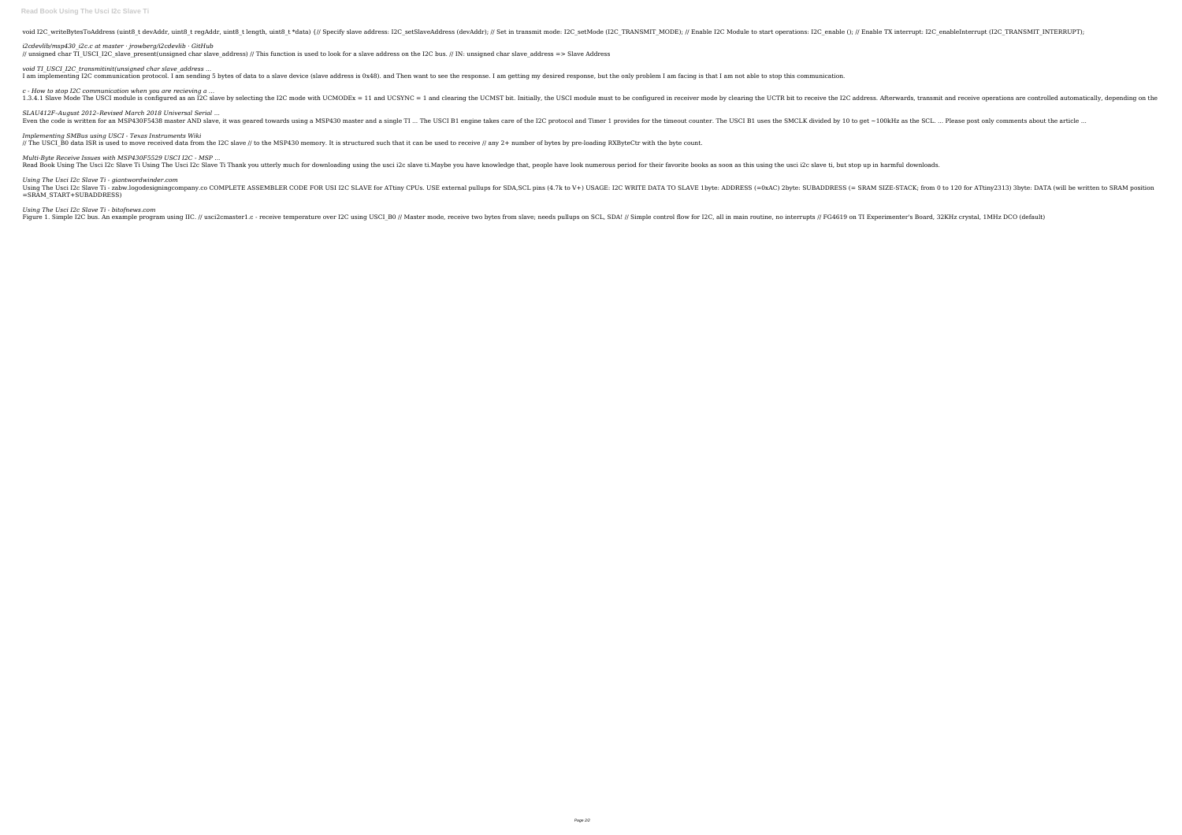void I2C_writeBytesToAddress (uint8_t devAddr, uint8_t regAddr, uint8_t length, uint8_t *data) {// Specify slave address: I2C_setSlaveAddress (devAddr); // Set in transmit mode: I2C_setMode (I2C_TRANSMIT_MODE); // Enable I2C Module to start operations: I2C_enable (); // Enable TX interrupt: I2C_enableInterrupt (I2C_TRANSMIT_INTERRUPT);

*i2cdevlib/msp430_i2c.c at master · jrowberg/i2cdevlib · GitHub*

// unsigned char TI_USCI_I2C_slave_present(unsigned char slave_address) // This function is used to look for a slave address on the I2C bus. // IN: unsigned char slave_address => Slave Address

*void TI_USCI_I2C_transmitinit(unsigned char slave_address ...*

I am implementing I2C communication protocol. I am sending 5 bytes of data to a slave device (slave address is 0x48). and Then want to see the response. I am getting my desired response, but the only problem I am facing is that I am not able to stop this communication.

*c - How to stop I2C communication when you are recieving a ...*

1.3.4.1 Slave Mode The USCI module is configured as an I2C slave by selecting the I2C mode with UCMODEx = 11 and UCSYNC = 1 and clearing the UCMST bit. Initially, the USCI module must to be configured in receiver mode by clearing the UCTR bit to receive the I2C address. Afterwards, transmit and receive operations are controlled automatically, depending on the

*SLAU412F–August 2012–Revised March 2018 Universal Serial ...*

Even the code is written for an MSP430F5438 master AND slave, it was geared towards using a MSP430 master and a single TI ... The USCI B1 engine takes care of the I2C protocol and Timer 1 provides for the timeout counter. The USCI B1 uses the SMCLK divided by 10 to get ~100kHz as the SCL. ... Please post only comments about the article ...

*Implementing SMBus using USCI - Texas Instruments Wiki*

// The USCI_B0 data ISR is used to move received data from the I2C slave // to the MSP430 memory. It is structured such that it can be used to receive // any 2+ number of bytes by pre-loading RXByteCtr with the byte count.

*Multi-Byte Receive Issues with MSP430F5529 USCI I2C - MSP ...*

Read Book Using The Usci I2c Slave Ti Using The Usci I2c Slave Ti Thank you utterly much for downloading using the usci i2c slave ti.Maybe you have knowledge that, people have look numerous period for their favorite books as soon as this using the usci i2c slave ti, but stop up in harmful downloads.

*Using The Usci I2c Slave Ti - giantwordwinder.com*

Using The Usci I2c Slave Ti - zabw.logodesigningcompany.co COMPLETE ASSEMBLER CODE FOR USI I2C SLAVE for ATtiny CPUs. USE external pullups for SDA,SCL pins (4.7k to V+) USAGE: I2C WRITE DATA TO SLAVE 1byte: ADDRESS (=0xAC) 2byte: SUBADDRESS (= SRAM SIZE-STACK; from 0 to 120 for ATtiny2313) 3byte: DATA (will be written to SRAM position =SRAM_START+SUBADDRESS)

*Using The Usci I2c Slave Ti - bitofnews.com*

Figure 1. Simple I2C bus. An example program using IIC. // usci2cmaster1.c - receive temperature over I2C using USCI_B0 // Master mode, receive two bytes from slave; needs pullups on SCL, SDA! // Simple control flow for I2C, all in main routine, no interrupts // FG4619 on TI Experimenter's Board, 32KHz crystal, 1MHz DCO (default)